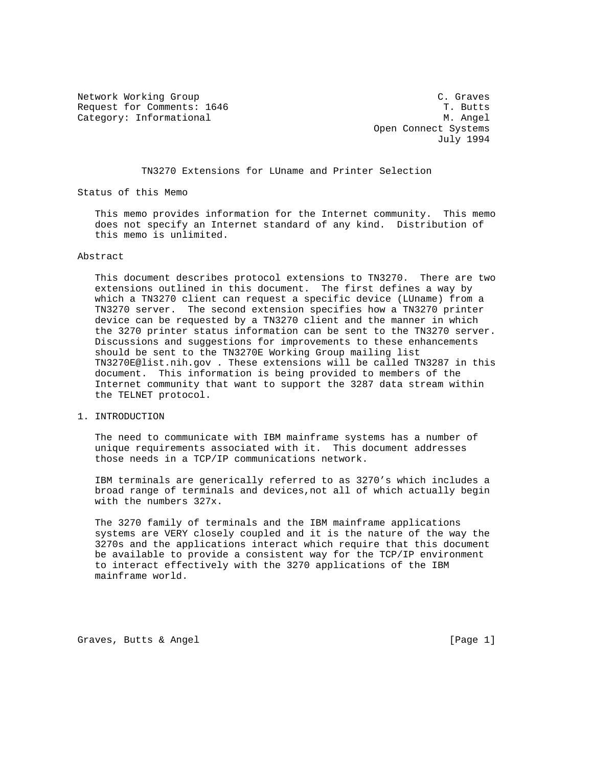Network Working Group C. Graves
Request for Comments: 1646 T. Butts
Category: Informational M. Angel
Open Connect Systems
July 1994

# TN3270 Extensions for LUname and Printer Selection

## Status of this Memo

This memo provides information for the Internet community. This memo does not specify an Internet standard of any kind. Distribution of this memo is unlimited.

## Abstract

This document describes protocol extensions to TN3270. There are two extensions outlined in this document. The first defines a way by which a TN3270 client can request a specific device (LUname) from a TN3270 server. The second extension specifies how a TN3270 printer device can be requested by a TN3270 client and the manner in which the 3270 printer status information can be sent to the TN3270 server. Discussions and suggestions for improvements to these enhancements should be sent to the TN3270E Working Group mailing list TN3270E@list.nih.gov . These extensions will be called TN3287 in this document. This information is being provided to members of the Internet community that want to support the 3287 data stream within the TELNET protocol.

## 1. INTRODUCTION

The need to communicate with IBM mainframe systems has a number of unique requirements associated with it. This document addresses those needs in a TCP/IP communications network.

IBM terminals are generically referred to as 3270's which includes a broad range of terminals and devices,not all of which actually begin with the numbers 327x.

The 3270 family of terminals and the IBM mainframe applications systems are VERY closely coupled and it is the nature of the way the 3270s and the applications interact which require that this document be available to provide a consistent way for the TCP/IP environment to interact effectively with the 3270 applications of the IBM mainframe world.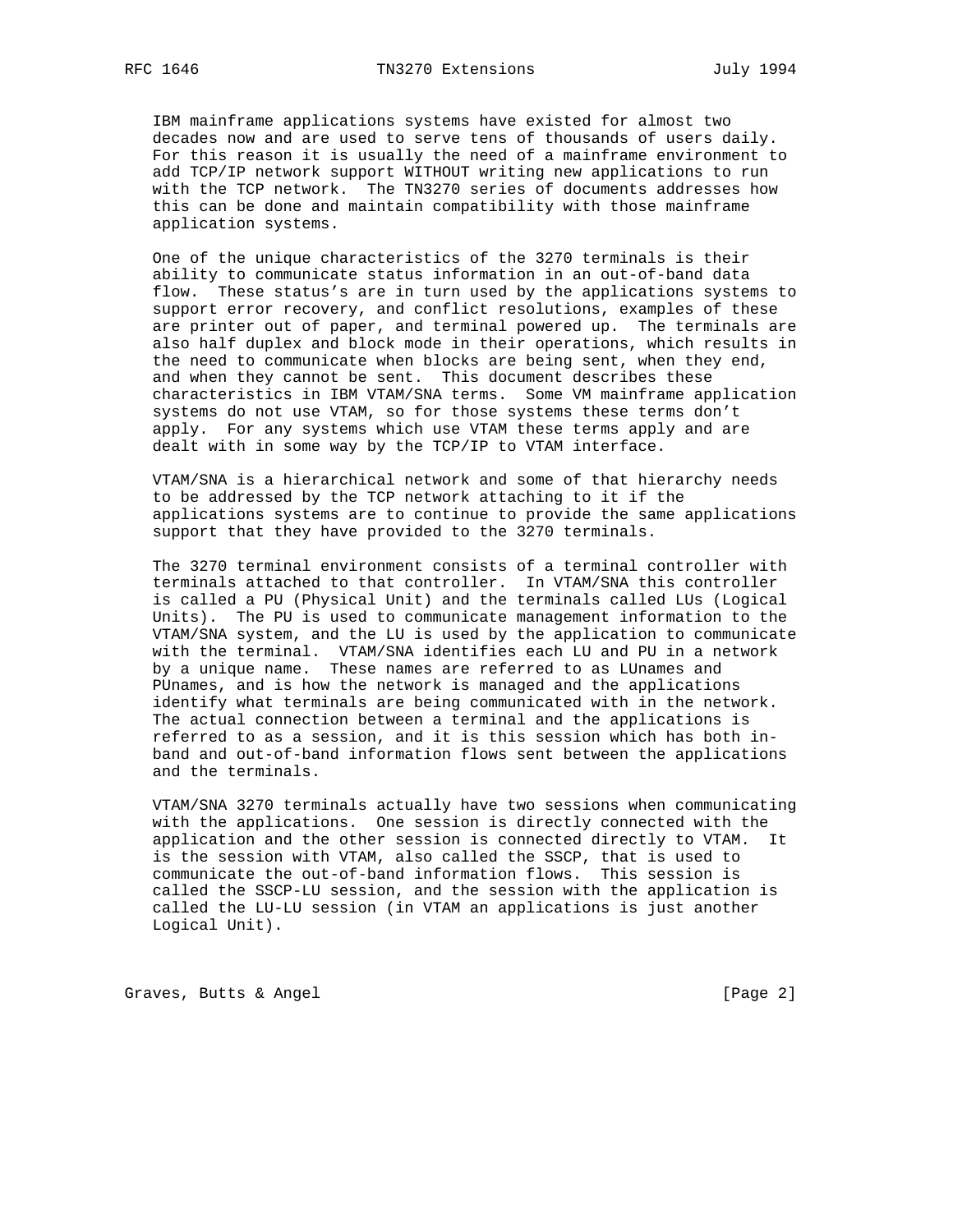IBM mainframe applications systems have existed for almost two decades now and are used to serve tens of thousands of users daily. For this reason it is usually the need of a mainframe environment to add TCP/IP network support WITHOUT writing new applications to run with the TCP network. The TN3270 series of documents addresses how this can be done and maintain compatibility with those mainframe application systems.

One of the unique characteristics of the 3270 terminals is their ability to communicate status information in an out-of-band data flow. These status's are in turn used by the applications systems to support error recovery, and conflict resolutions, examples of these are printer out of paper, and terminal powered up. The terminals are also half duplex and block mode in their operations, which results in the need to communicate when blocks are being sent, when they end, and when they cannot be sent. This document describes these characteristics in IBM VTAM/SNA terms. Some VM mainframe application systems do not use VTAM, so for those systems these terms don't apply. For any systems which use VTAM these terms apply and are dealt with in some way by the TCP/IP to VTAM interface.

VTAM/SNA is a hierarchical network and some of that hierarchy needs to be addressed by the TCP network attaching to it if the applications systems are to continue to provide the same applications support that they have provided to the 3270 terminals.

The 3270 terminal environment consists of a terminal controller with terminals attached to that controller. In VTAM/SNA this controller is called a PU (Physical Unit) and the terminals called LUs (Logical Units). The PU is used to communicate management information to the VTAM/SNA system, and the LU is used by the application to communicate with the terminal. VTAM/SNA identifies each LU and PU in a network by a unique name. These names are referred to as LUnames and PUnames, and is how the network is managed and the applications identify what terminals are being communicated with in the network. The actual connection between a terminal and the applications is referred to as a session, and it is this session which has both in-band and out-of-band information flows sent between the applications and the terminals.

VTAM/SNA 3270 terminals actually have two sessions when communicating with the applications. One session is directly connected with the application and the other session is connected directly to VTAM. It is the session with VTAM, also called the SSCP, that is used to communicate the out-of-band information flows. This session is called the SSCP-LU session, and the session with the application is called the LU-LU session (in VTAM an applications is just another Logical Unit).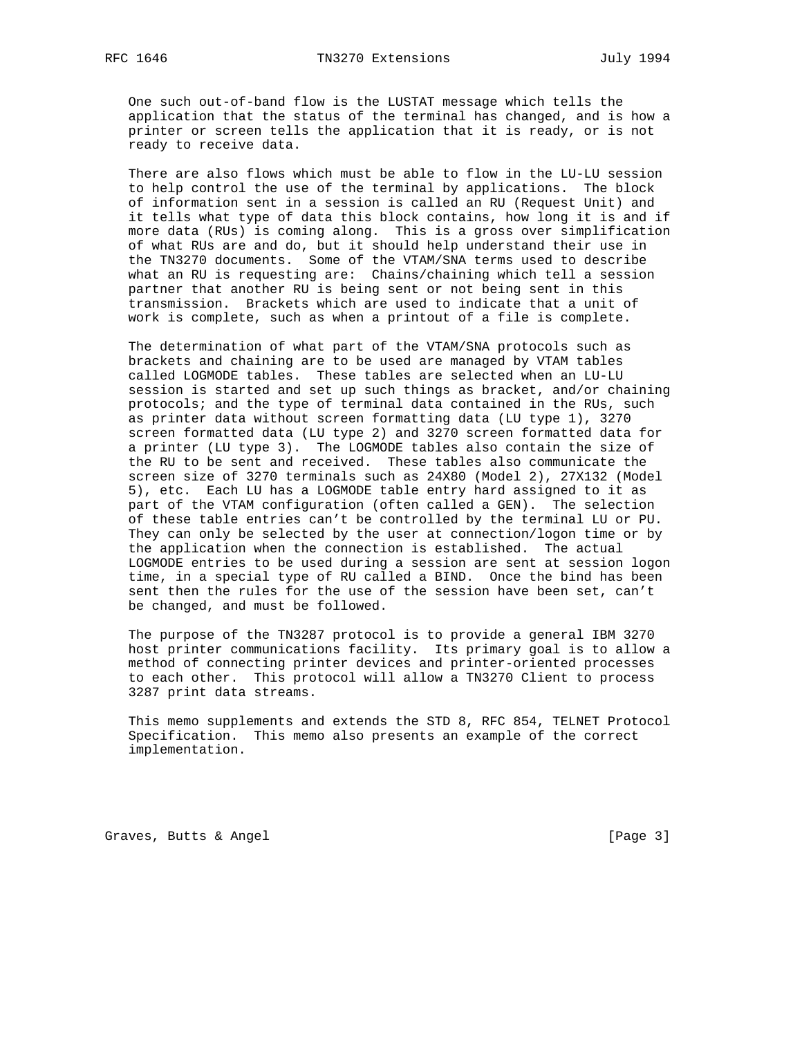One such out-of-band flow is the LUSTAT message which tells the application that the status of the terminal has changed, and is how a printer or screen tells the application that it is ready, or is not ready to receive data.

There are also flows which must be able to flow in the LU-LU session to help control the use of the terminal by applications. The block of information sent in a session is called an RU (Request Unit) and it tells what type of data this block contains, how long it is and if more data (RUs) is coming along. This is a gross over simplification of what RUs are and do, but it should help understand their use in the TN3270 documents. Some of the VTAM/SNA terms used to describe what an RU is requesting are: Chains/chaining which tell a session partner that another RU is being sent or not being sent in this transmission. Brackets which are used to indicate that a unit of work is complete, such as when a printout of a file is complete.

The determination of what part of the VTAM/SNA protocols such as brackets and chaining are to be used are managed by VTAM tables called LOGMODE tables. These tables are selected when an LU-LU session is started and set up such things as bracket, and/or chaining protocols; and the type of terminal data contained in the RUs, such as printer data without screen formatting data (LU type 1), 3270 screen formatted data (LU type 2) and 3270 screen formatted data for a printer (LU type 3). The LOGMODE tables also contain the size of the RU to be sent and received. These tables also communicate the screen size of 3270 terminals such as 24X80 (Model 2), 27X132 (Model 5), etc. Each LU has a LOGMODE table entry hard assigned to it as part of the VTAM configuration (often called a GEN). The selection of these table entries can’t be controlled by the terminal LU or PU. They can only be selected by the user at connection/logon time or by the application when the connection is established. The actual LOGMODE entries to be used during a session are sent at session logon time, in a special type of RU called a BIND. Once the bind has been sent then the rules for the use of the session have been set, can’t be changed, and must be followed.

The purpose of the TN3287 protocol is to provide a general IBM 3270 host printer communications facility. Its primary goal is to allow a method of connecting printer devices and printer-oriented processes to each other. This protocol will allow a TN3270 Client to process 3287 print data streams.

This memo supplements and extends the STD 8, RFC 854, TELNET Protocol Specification. This memo also presents an example of the correct implementation.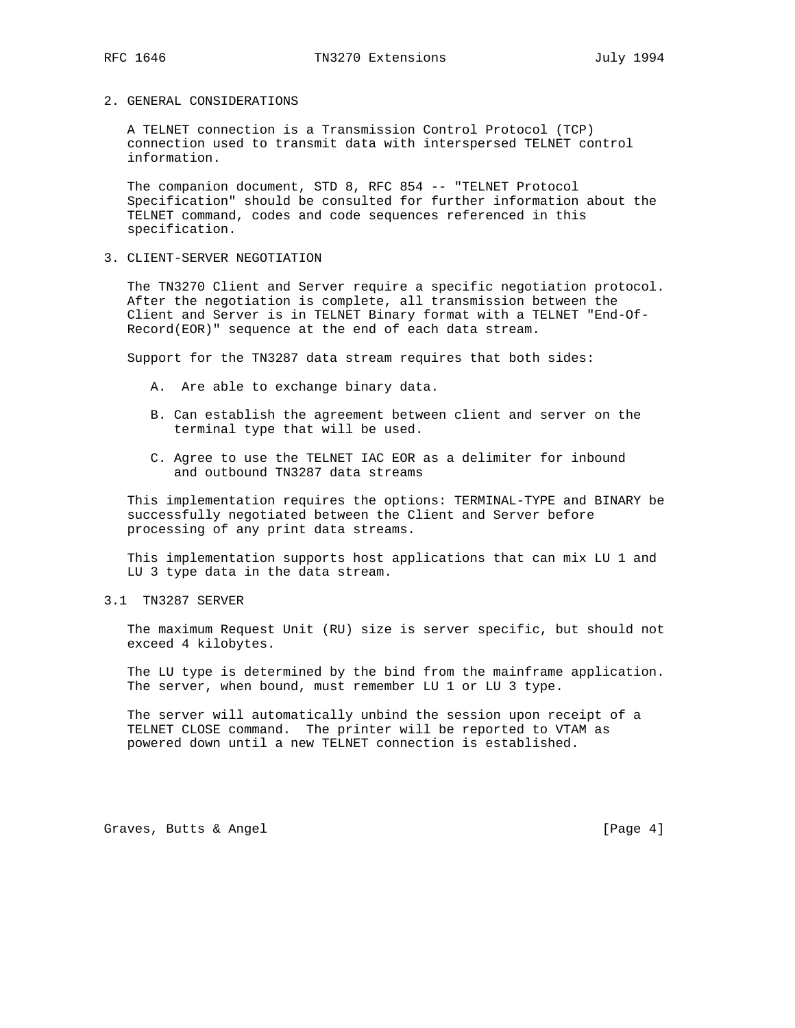## 2. GENERAL CONSIDERATIONS

A TELNET connection is a Transmission Control Protocol (TCP) connection used to transmit data with interspersed TELNET control information.

The companion document, STD 8, RFC 854 -- "TELNET Protocol Specification" should be consulted for further information about the TELNET command, codes and code sequences referenced in this specification.

## 3. CLIENT-SERVER NEGOTIATION

The TN3270 Client and Server require a specific negotiation protocol. After the negotiation is complete, all transmission between the Client and Server is in TELNET Binary format with a TELNET "End-Of-Record(EOR)" sequence at the end of each data stream.

Support for the TN3287 data stream requires that both sides:

A. Are able to exchange binary data.

B. Can establish the agreement between client and server on the terminal type that will be used.

C. Agree to use the TELNET IAC EOR as a delimiter for inbound and outbound TN3287 data streams

This implementation requires the options: TERMINAL-TYPE and BINARY be successfully negotiated between the Client and Server before processing of any print data streams.

This implementation supports host applications that can mix LU 1 and LU 3 type data in the data stream.

### 3.1 TN3287 SERVER

The maximum Request Unit (RU) size is server specific, but should not exceed 4 kilobytes.

The LU type is determined by the bind from the mainframe application. The server, when bound, must remember LU 1 or LU 3 type.

The server will automatically unbind the session upon receipt of a TELNET CLOSE command. The printer will be reported to VTAM as powered down until a new TELNET connection is established.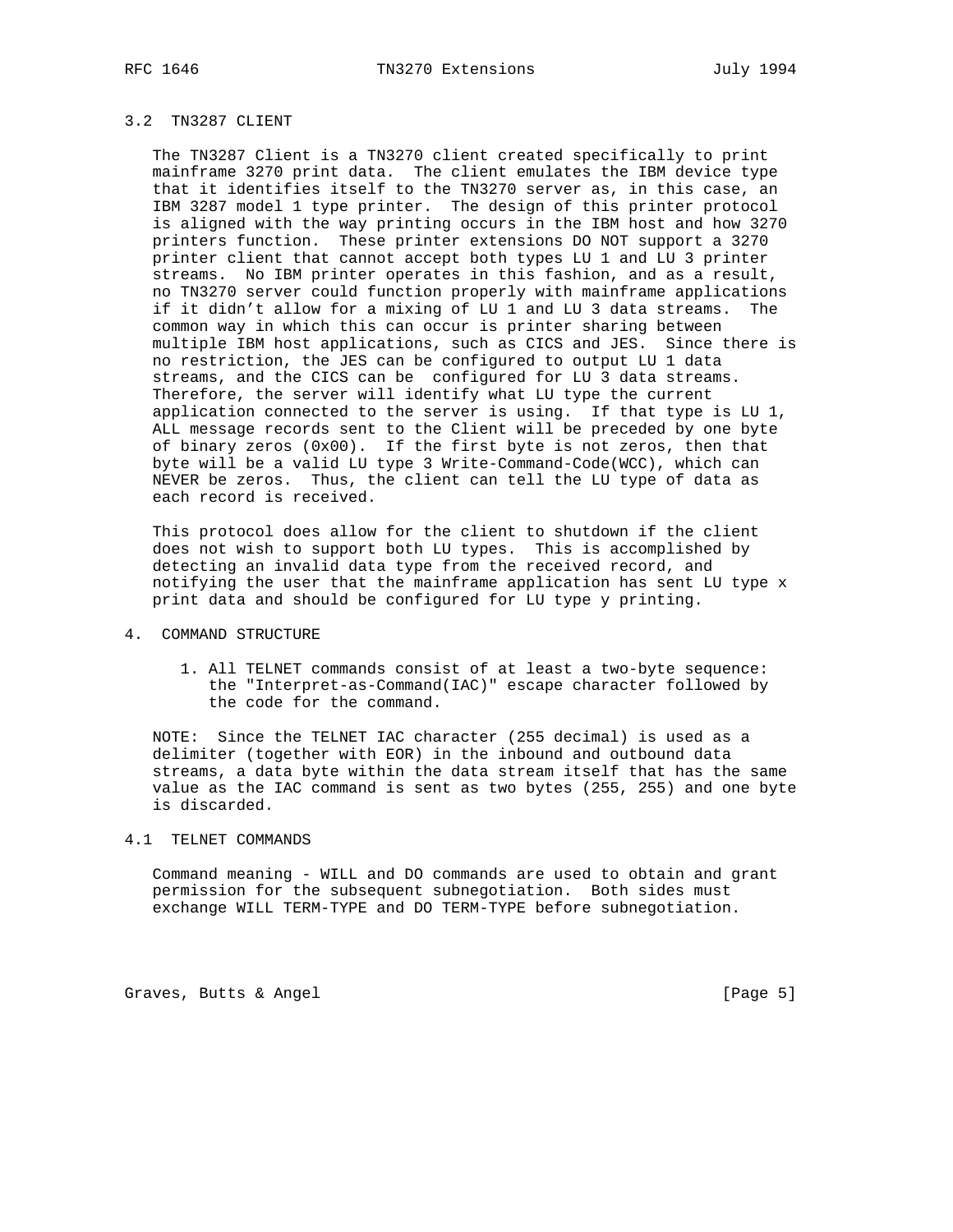### 3.2 TN3287 CLIENT

The TN3287 Client is a TN3270 client created specifically to print mainframe 3270 print data. The client emulates the IBM device type that it identifies itself to the TN3270 server as, in this case, an IBM 3287 model 1 type printer. The design of this printer protocol is aligned with the way printing occurs in the IBM host and how 3270 printers function. These printer extensions DO NOT support a 3270 printer client that cannot accept both types LU 1 and LU 3 printer streams. No IBM printer operates in this fashion, and as a result, no TN3270 server could function properly with mainframe applications if it didn't allow for a mixing of LU 1 and LU 3 data streams. The common way in which this can occur is printer sharing between multiple IBM host applications, such as CICS and JES. Since there is no restriction, the JES can be configured to output LU 1 data streams, and the CICS can be configured for LU 3 data streams. Therefore, the server will identify what LU type the current application connected to the server is using. If that type is LU 1, ALL message records sent to the Client will be preceded by one byte of binary zeros (0x00). If the first byte is not zeros, then that byte will be a valid LU type 3 Write-Command-Code(WCC), which can NEVER be zeros. Thus, the client can tell the LU type of data as each record is received.

This protocol does allow for the client to shutdown if the client does not wish to support both LU types. This is accomplished by detecting an invalid data type from the received record, and notifying the user that the mainframe application has sent LU type x print data and should be configured for LU type y printing.

## 4. COMMAND STRUCTURE

1. All TELNET commands consist of at least a two-byte sequence: the "Interpret-as-Command(IAC)" escape character followed by the code for the command.

NOTE: Since the TELNET IAC character (255 decimal) is used as a delimiter (together with EOR) in the inbound and outbound data streams, a data byte within the data stream itself that has the same value as the IAC command is sent as two bytes (255, 255) and one byte is discarded.

### 4.1 TELNET COMMANDS

Command meaning - WILL and DO commands are used to obtain and grant permission for the subsequent subnegotiation. Both sides must exchange WILL TERM-TYPE and DO TERM-TYPE before subnegotiation.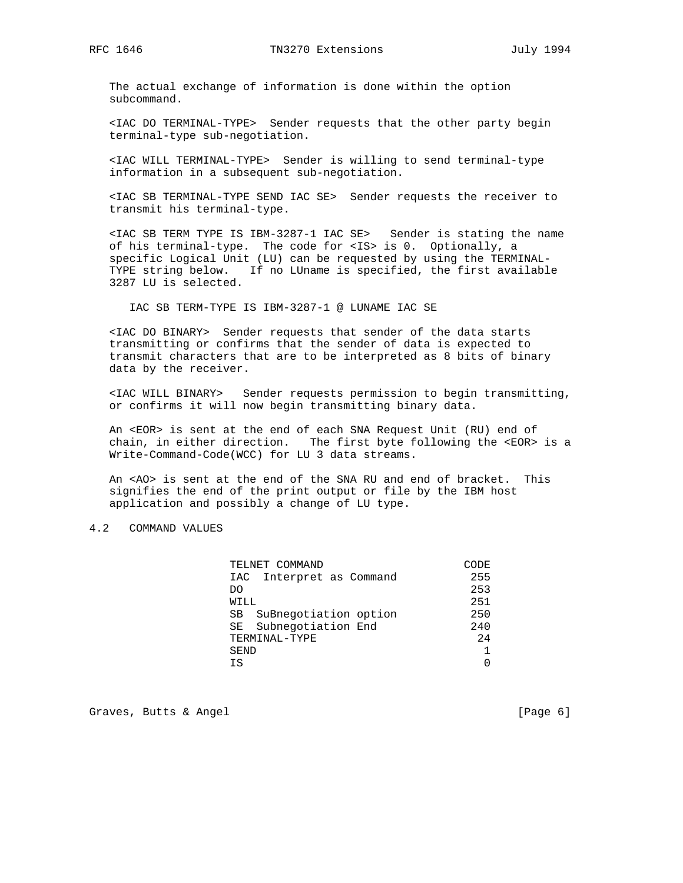The actual exchange of information is done within the option subcommand.

<IAC DO TERMINAL-TYPE>  Sender requests that the other party begin terminal-type sub-negotiation.

<IAC WILL TERMINAL-TYPE>  Sender is willing to send terminal-type information in a subsequent sub-negotiation.

<IAC SB TERMINAL-TYPE SEND IAC SE>  Sender requests the receiver to transmit his terminal-type.

<IAC SB TERM TYPE IS IBM-3287-1 IAC SE>   Sender is stating the name of his terminal-type.  The code for <IS> is 0.  Optionally, a specific Logical Unit (LU) can be requested by using the TERMINAL-TYPE string below.   If no LUname is specified, the first available 3287 LU is selected.

```
IAC SB TERM-TYPE IS IBM-3287-1 @ LUNAME IAC SE
```

<IAC DO BINARY>  Sender requests that sender of the data starts transmitting or confirms that the sender of data is expected to transmit characters that are to be interpreted as 8 bits of binary data by the receiver.

<IAC WILL BINARY>   Sender requests permission to begin transmitting, or confirms it will now begin transmitting binary data.

An <EOR> is sent at the end of each SNA Request Unit (RU) end of chain, in either direction.   The first byte following the <EOR> is a Write-Command-Code(WCC) for LU 3 data streams.

An <AO> is sent at the end of the SNA RU and end of bracket.  This signifies the end of the print output or file by the IBM host application and possibly a change of LU type.

## 4.2   COMMAND VALUES

| TELNET COMMAND | CODE |
|---|---|
| IAC  Interpret as Command | 255 |
| DO | 253 |
| WILL | 251 |
| SB  SuBnegotiation option | 250 |
| SE  Subnegotiation End | 240 |
| TERMINAL-TYPE | 24 |
| SEND | 1 |
| IS | 0 |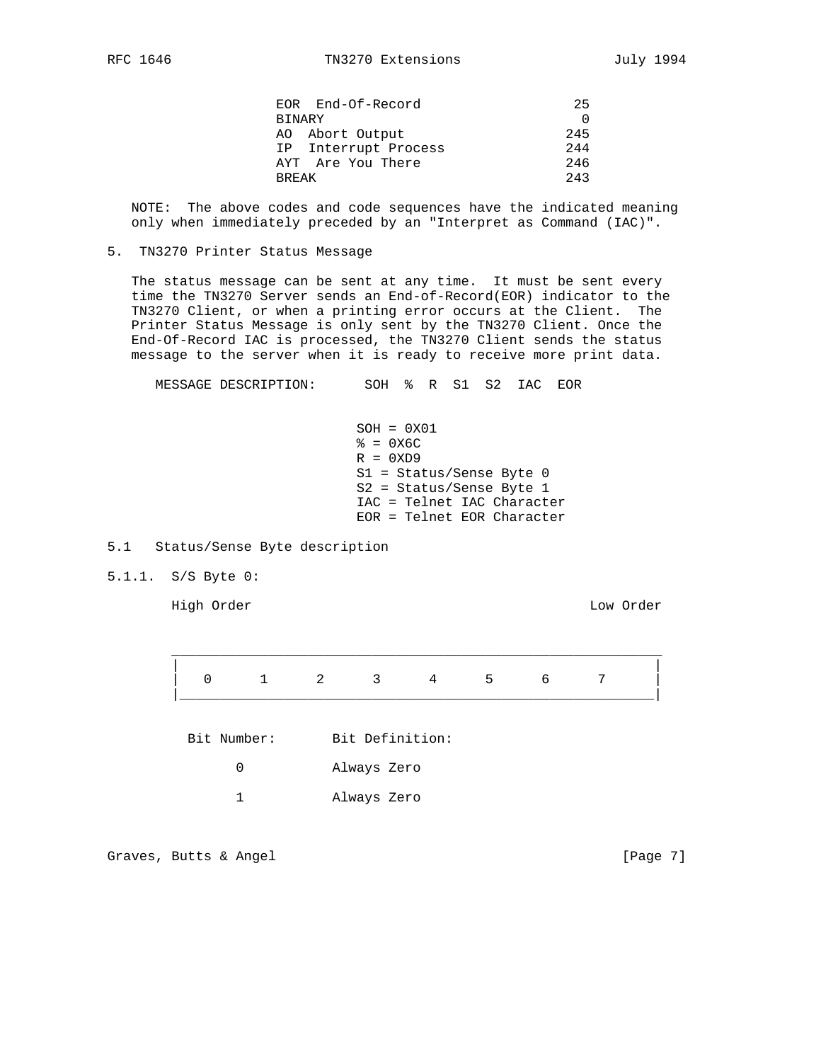| | |
|---|---|
| EOR End-Of-Record | 25 |
| BINARY | 0 |
| AO Abort Output | 245 |
| IP Interrupt Process | 244 |
| AYT Are You There | 246 |
| BREAK | 243 |

NOTE: The above codes and code sequences have the indicated meaning only when immediately preceded by an "Interpret as Command (IAC)".

## 5. TN3270 Printer Status Message

The status message can be sent at any time. It must be sent every time the TN3270 Server sends an End-of-Record(EOR) indicator to the TN3270 Client, or when a printing error occurs at the Client. The Printer Status Message is only sent by the TN3270 Client. Once the End-Of-Record IAC is processed, the TN3270 Client sends the status message to the server when it is ready to receive more print data.

```
   MESSAGE DESCRIPTION:      SOH  %  R  S1  S2  IAC  EOR


                            SOH = 0X01
                            % = 0X6C
                            R = 0XD9
                            S1 = Status/Sense Byte 0
                            S2 = Status/Sense Byte 1
                            IAC = Telnet IAC Character
                            EOR = Telnet EOR Character
```

### 5.1 Status/Sense Byte description

#### 5.1.1. S/S Byte 0:

```
        High Order                                             Low Order

        _____________________________________________________________
       |                                                             |
       |   0      1      2      3      4      5      6      7       |
       |_____________________________________________________________|
```

| Bit Number: | Bit Definition: |
|---|---|
| 0 | Always Zero |
| 1 | Always Zero |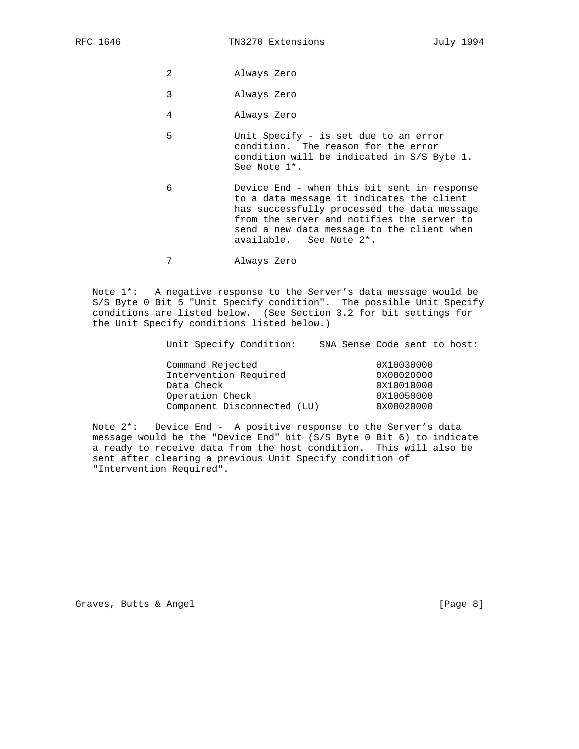| Bit | Description |
|---|---|
| 2 | Always Zero |
| 3 | Always Zero |
| 4 | Always Zero |
| 5 | Unit Specify - is set due to an error condition. The reason for the error condition will be indicated in S/S Byte 1. See Note 1*. |
| 6 | Device End - when this bit sent in response to a data message it indicates the client has successfully processed the data message from the server and notifies the server to send a new data message to the client when available. See Note 2*. |
| 7 | Always Zero |

Note 1*: A negative response to the Server's data message would be S/S Byte 0 Bit 5 "Unit Specify condition". The possible Unit Specify conditions are listed below. (See Section 3.2 for bit settings for the Unit Specify conditions listed below.)

| Unit Specify Condition: | SNA Sense Code sent to host: |
|---|---|
| Command Rejected | 0X10030000 |
| Intervention Required | 0X08020000 |
| Data Check | 0X10010000 |
| Operation Check | 0X10050000 |
| Component Disconnected (LU) | 0X08020000 |

Note 2*: Device End - A positive response to the Server's data message would be the "Device End" bit (S/S Byte 0 Bit 6) to indicate a ready to receive data from the host condition. This will also be sent after clearing a previous Unit Specify condition of "Intervention Required".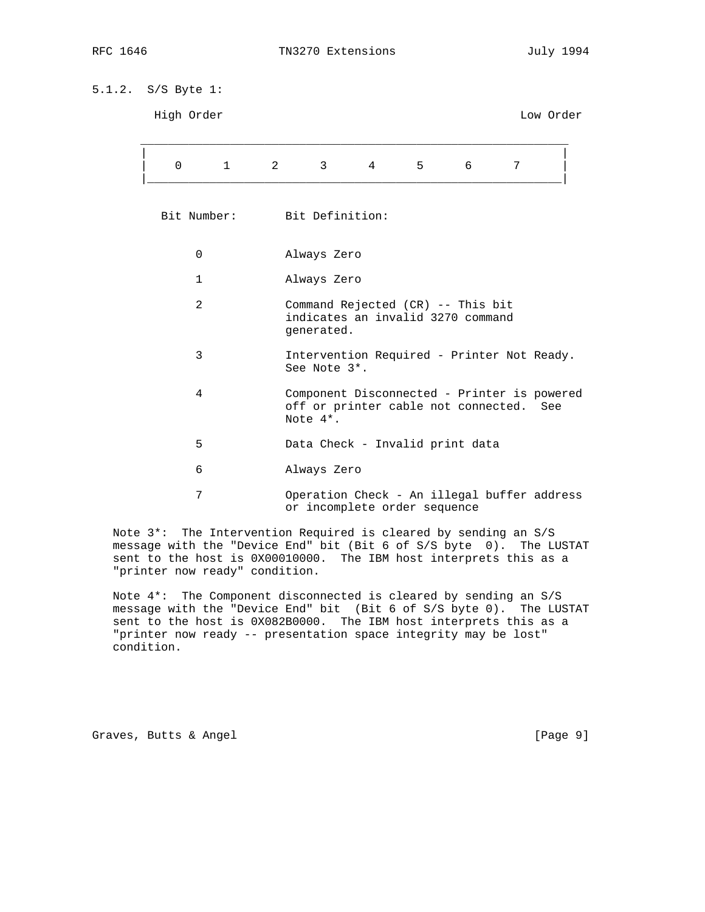### 5.1.2. S/S Byte 1:

```
        High Order                                            Low Order
       _____________________________________________________________
      |                                                             |
      |    0      1      2      3      4      5      6      7       |
      |_____________________________________________________________|
```

| Bit Number: | Bit Definition: |
|---|---|
| 0 | Always Zero |
| 1 | Always Zero |
| 2 | Command Rejected (CR) -- This bit indicates an invalid 3270 command generated. |
| 3 | Intervention Required - Printer Not Ready. See Note 3*. |
| 4 | Component Disconnected - Printer is powered off or printer cable not connected. See Note 4*. |
| 5 | Data Check - Invalid print data |
| 6 | Always Zero |
| 7 | Operation Check - An illegal buffer address or incomplete order sequence |

Note 3*: The Intervention Required is cleared by sending an S/S message with the "Device End" bit (Bit 6 of S/S byte 0). The LUSTAT sent to the host is 0X00010000. The IBM host interprets this as a "printer now ready" condition.

Note 4*: The Component disconnected is cleared by sending an S/S message with the "Device End" bit (Bit 6 of S/S byte 0). The LUSTAT sent to the host is 0X082B0000. The IBM host interprets this as a "printer now ready -- presentation space integrity may be lost" condition.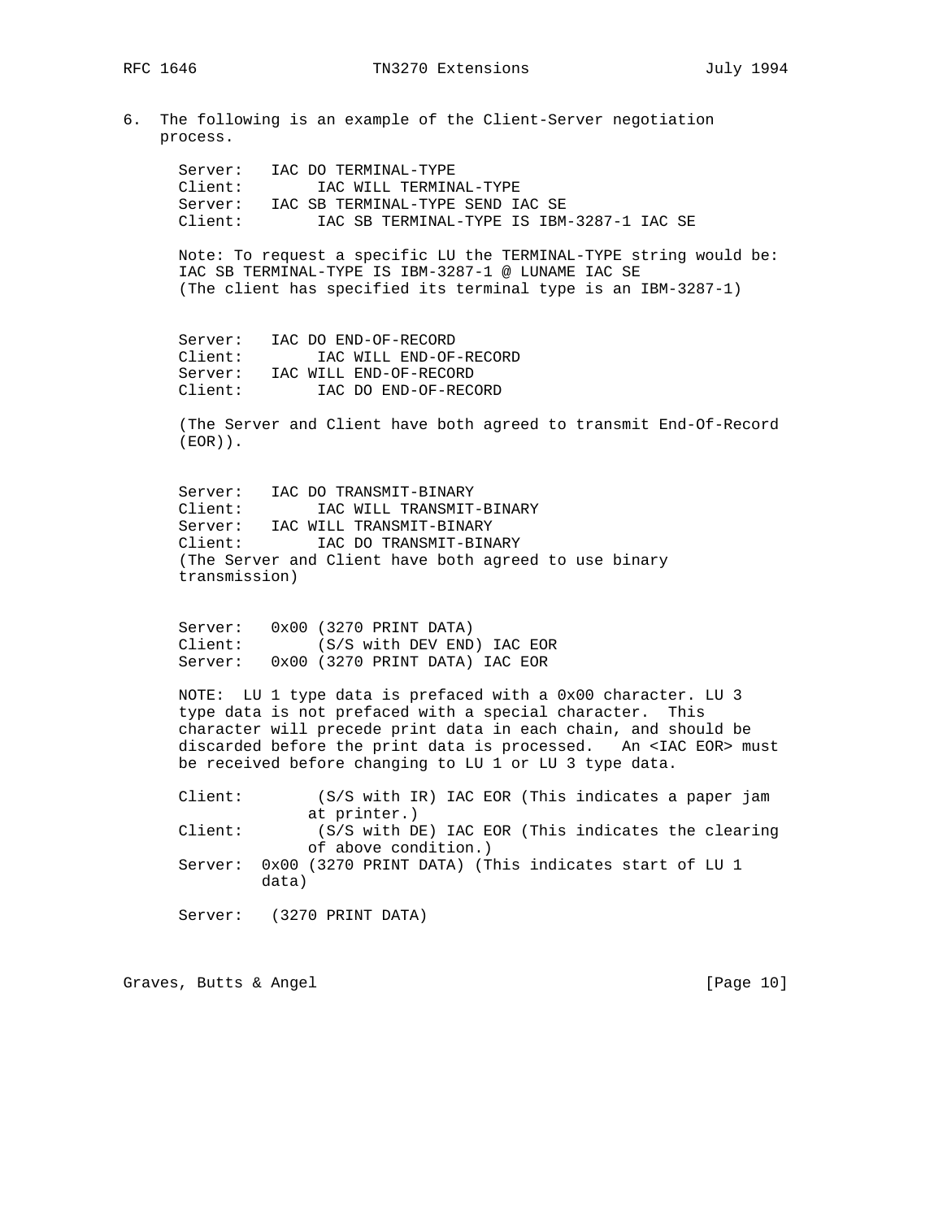6. The following is an example of the Client-Server negotiation process.

```
Server:   IAC DO TERMINAL-TYPE
Client:        IAC WILL TERMINAL-TYPE
Server:   IAC SB TERMINAL-TYPE SEND IAC SE
Client:        IAC SB TERMINAL-TYPE IS IBM-3287-1 IAC SE
```

Note: To request a specific LU the TERMINAL-TYPE string would be:
IAC SB TERMINAL-TYPE IS IBM-3287-1 @ LUNAME IAC SE
(The client has specified its terminal type is an IBM-3287-1)

```
Server:   IAC DO END-OF-RECORD
Client:        IAC WILL END-OF-RECORD
Server:   IAC WILL END-OF-RECORD
Client:        IAC DO END-OF-RECORD
```

(The Server and Client have both agreed to transmit End-Of-Record (EOR)).

```
Server:   IAC DO TRANSMIT-BINARY
Client:        IAC WILL TRANSMIT-BINARY
Server:   IAC WILL TRANSMIT-BINARY
Client:        IAC DO TRANSMIT-BINARY
```

(The Server and Client have both agreed to use binary transmission)

```
Server:   0x00 (3270 PRINT DATA)
Client:        (S/S with DEV END) IAC EOR
Server:   0x00 (3270 PRINT DATA) IAC EOR
```

NOTE: LU 1 type data is prefaced with a 0x00 character. LU 3 type data is not prefaced with a special character. This character will precede print data in each chain, and should be discarded before the print data is processed. An <IAC EOR> must be received before changing to LU 1 or LU 3 type data.

```
Client:        (S/S with IR) IAC EOR (This indicates a paper jam
              at printer.)
Client:        (S/S with DE) IAC EOR (This indicates the clearing
              of above condition.)
Server:  0x00 (3270 PRINT DATA) (This indicates start of LU 1
         data)

Server:   (3270 PRINT DATA)
```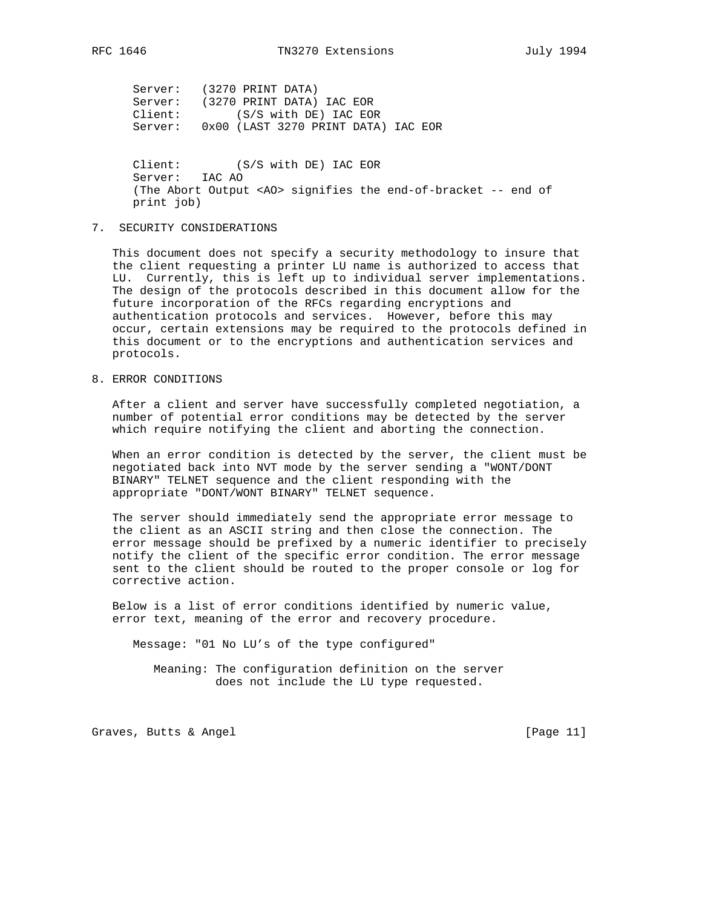```
Server:   (3270 PRINT DATA)
Server:   (3270 PRINT DATA) IAC EOR
Client:         (S/S with DE) IAC EOR
Server:   0x00 (LAST 3270 PRINT DATA) IAC EOR


Client:         (S/S with DE) IAC EOR
Server:   IAC AO
(The Abort Output <AO> signifies the end-of-bracket -- end of
print job)
```

## 7. SECURITY CONSIDERATIONS

This document does not specify a security methodology to insure that the client requesting a printer LU name is authorized to access that LU. Currently, this is left up to individual server implementations. The design of the protocols described in this document allow for the future incorporation of the RFCs regarding encryptions and authentication protocols and services. However, before this may occur, certain extensions may be required to the protocols defined in this document or to the encryptions and authentication services and protocols.

## 8. ERROR CONDITIONS

After a client and server have successfully completed negotiation, a number of potential error conditions may be detected by the server which require notifying the client and aborting the connection.

When an error condition is detected by the server, the client must be negotiated back into NVT mode by the server sending a "WONT/DONT BINARY" TELNET sequence and the client responding with the appropriate "DONT/WONT BINARY" TELNET sequence.

The server should immediately send the appropriate error message to the client as an ASCII string and then close the connection. The error message should be prefixed by a numeric identifier to precisely notify the client of the specific error condition. The error message sent to the client should be routed to the proper console or log for corrective action.

Below is a list of error conditions identified by numeric value, error text, meaning of the error and recovery procedure.

Message: "01 No LU's of the type configured"

Meaning: The configuration definition on the server does not include the LU type requested.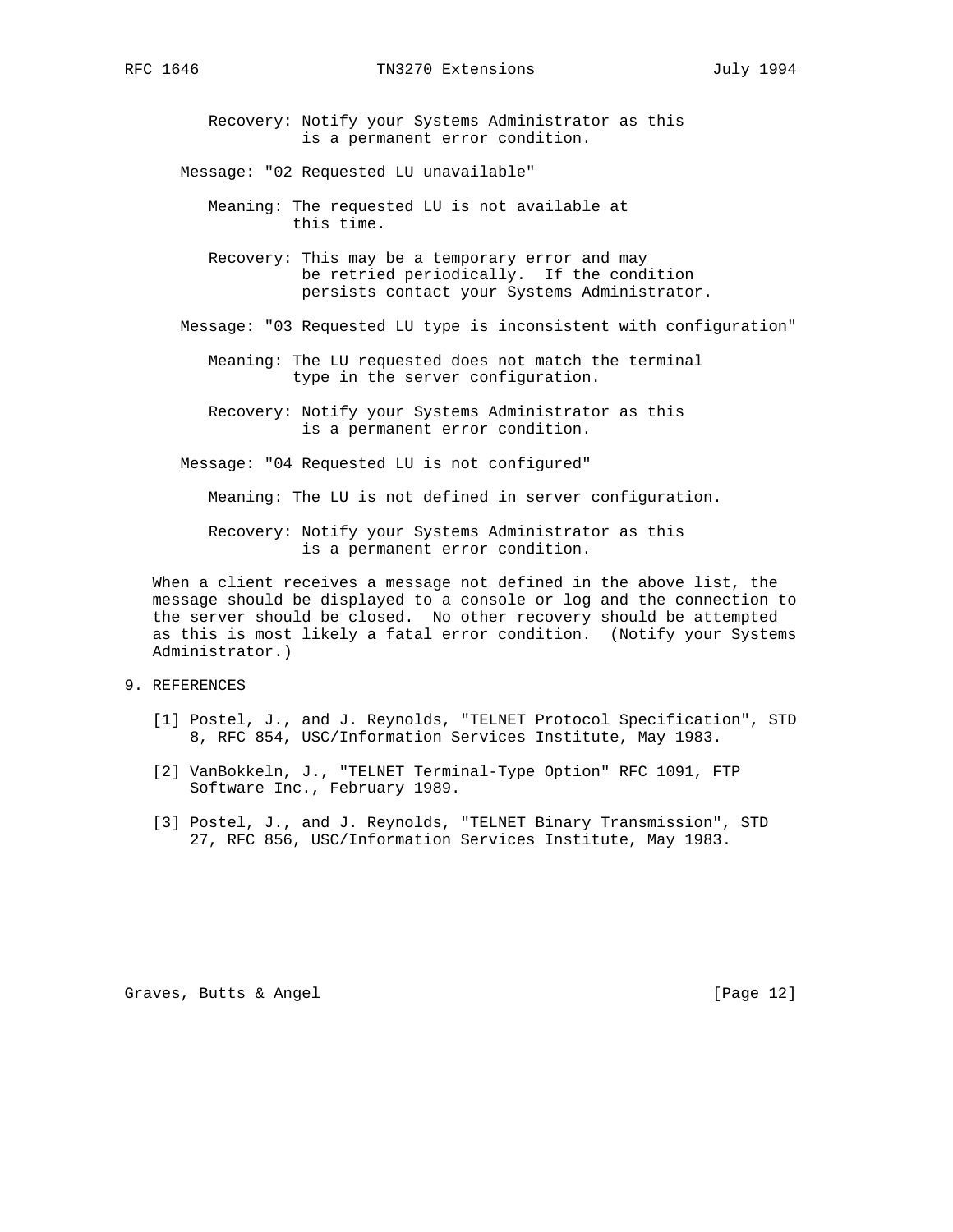Recovery: Notify your Systems Administrator as this is a permanent error condition.

Message: "02 Requested LU unavailable"

Meaning: The requested LU is not available at this time.

Recovery: This may be a temporary error and may be retried periodically. If the condition persists contact your Systems Administrator.

Message: "03 Requested LU type is inconsistent with configuration"

Meaning: The LU requested does not match the terminal type in the server configuration.

Recovery: Notify your Systems Administrator as this is a permanent error condition.

Message: "04 Requested LU is not configured"

Meaning: The LU is not defined in server configuration.

Recovery: Notify your Systems Administrator as this is a permanent error condition.

When a client receives a message not defined in the above list, the message should be displayed to a console or log and the connection to the server should be closed. No other recovery should be attempted as this is most likely a fatal error condition. (Notify your Systems Administrator.)

## 9. REFERENCES

[1] Postel, J., and J. Reynolds, "TELNET Protocol Specification", STD 8, RFC 854, USC/Information Services Institute, May 1983.

[2] VanBokkeln, J., "TELNET Terminal-Type Option" RFC 1091, FTP Software Inc., February 1989.

[3] Postel, J., and J. Reynolds, "TELNET Binary Transmission", STD 27, RFC 856, USC/Information Services Institute, May 1983.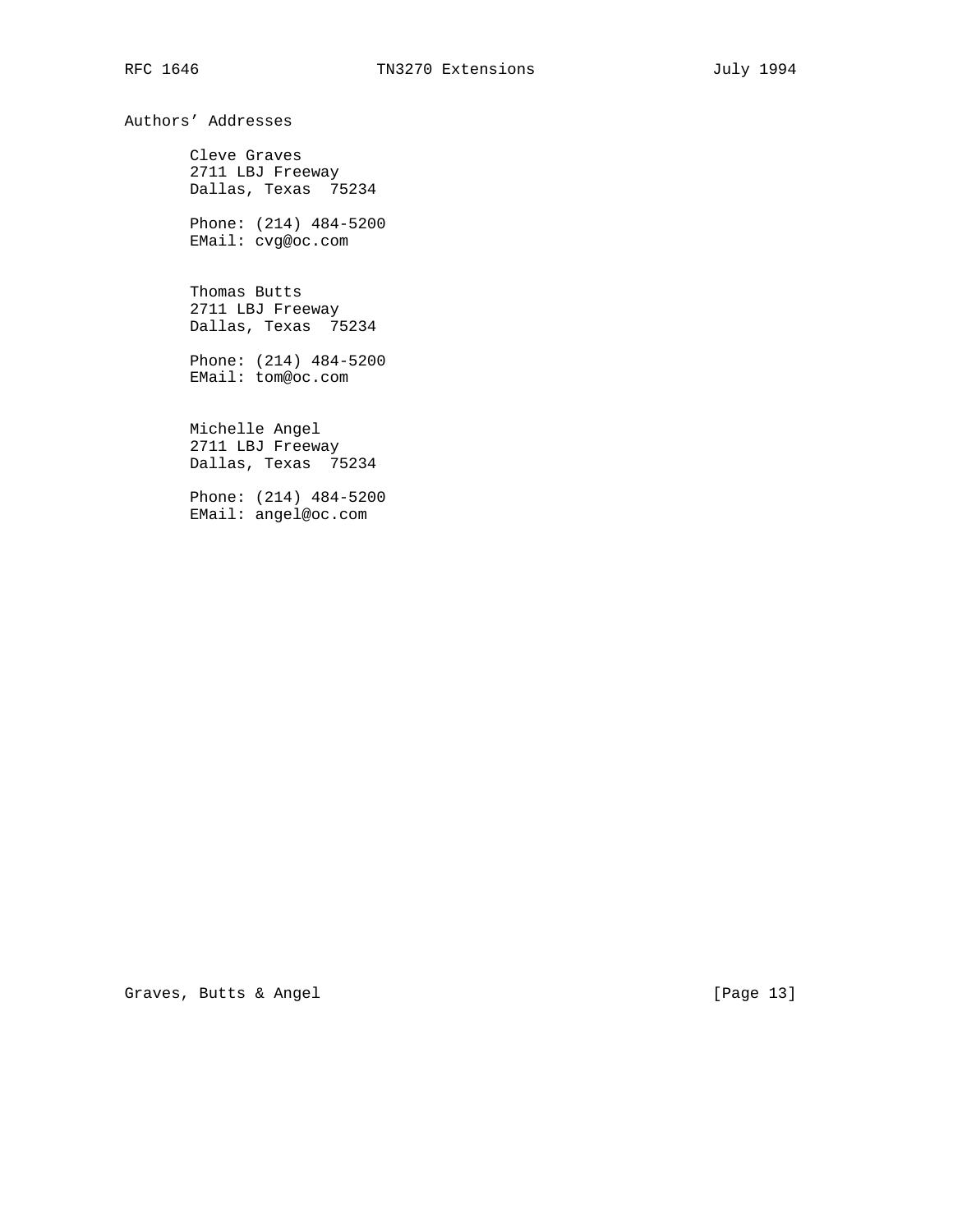## Authors' Addresses

Cleve Graves
2711 LBJ Freeway
Dallas, Texas  75234

Phone: (214) 484-5200
EMail: cvg@oc.com

Thomas Butts
2711 LBJ Freeway
Dallas, Texas  75234

Phone: (214) 484-5200
EMail: tom@oc.com

Michelle Angel
2711 LBJ Freeway
Dallas, Texas  75234

Phone: (214) 484-5200
EMail: angel@oc.com